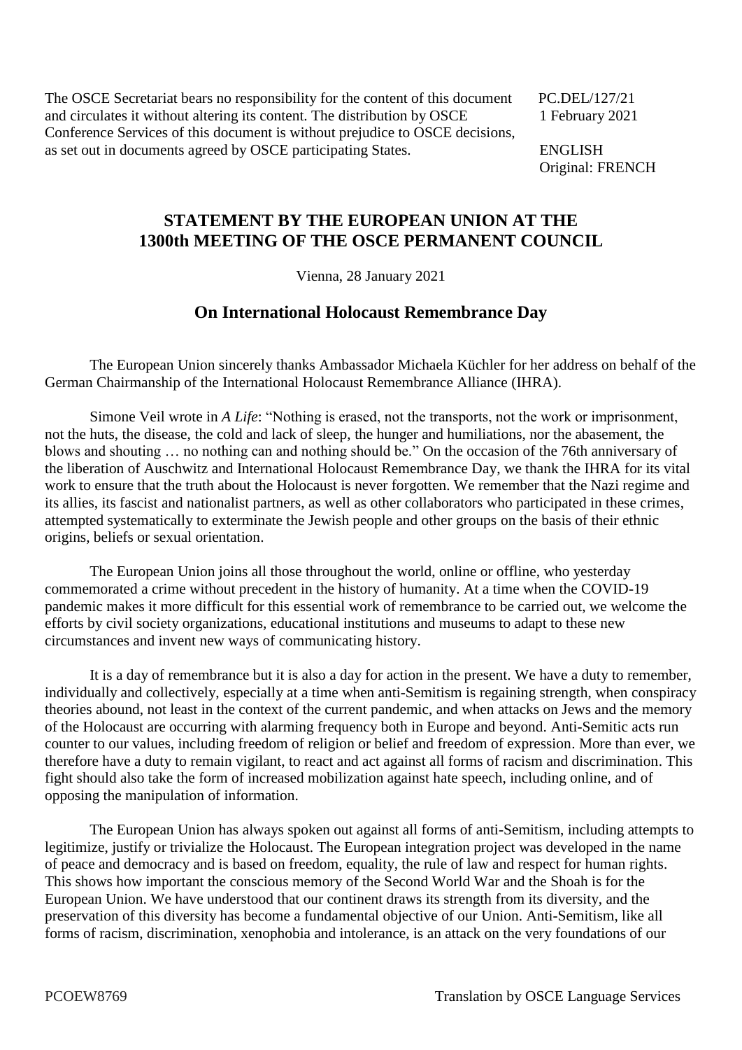The OSCE Secretariat bears no responsibility for the content of this document and circulates it without altering its content. The distribution by OSCE Conference Services of this document is without prejudice to OSCE decisions, as set out in documents agreed by OSCE participating States.

PC.DEL/127/21
1 February 2021

ENGLISH
Original: FRENCH

## STATEMENT BY THE EUROPEAN UNION AT THE 1300th MEETING OF THE OSCE PERMANENT COUNCIL

Vienna, 28 January 2021

### On International Holocaust Remembrance Day

The European Union sincerely thanks Ambassador Michaela Küchler for her address on behalf of the German Chairmanship of the International Holocaust Remembrance Alliance (IHRA).

Simone Veil wrote in *A Life*: "Nothing is erased, not the transports, not the work or imprisonment, not the huts, the disease, the cold and lack of sleep, the hunger and humiliations, nor the abasement, the blows and shouting … no nothing can and nothing should be." On the occasion of the 76th anniversary of the liberation of Auschwitz and International Holocaust Remembrance Day, we thank the IHRA for its vital work to ensure that the truth about the Holocaust is never forgotten. We remember that the Nazi regime and its allies, its fascist and nationalist partners, as well as other collaborators who participated in these crimes, attempted systematically to exterminate the Jewish people and other groups on the basis of their ethnic origins, beliefs or sexual orientation.

The European Union joins all those throughout the world, online or offline, who yesterday commemorated a crime without precedent in the history of humanity. At a time when the COVID-19 pandemic makes it more difficult for this essential work of remembrance to be carried out, we welcome the efforts by civil society organizations, educational institutions and museums to adapt to these new circumstances and invent new ways of communicating history.

It is a day of remembrance but it is also a day for action in the present. We have a duty to remember, individually and collectively, especially at a time when anti-Semitism is regaining strength, when conspiracy theories abound, not least in the context of the current pandemic, and when attacks on Jews and the memory of the Holocaust are occurring with alarming frequency both in Europe and beyond. Anti-Semitic acts run counter to our values, including freedom of religion or belief and freedom of expression. More than ever, we therefore have a duty to remain vigilant, to react and act against all forms of racism and discrimination. This fight should also take the form of increased mobilization against hate speech, including online, and of opposing the manipulation of information.

The European Union has always spoken out against all forms of anti-Semitism, including attempts to legitimize, justify or trivialize the Holocaust. The European integration project was developed in the name of peace and democracy and is based on freedom, equality, the rule of law and respect for human rights. This shows how important the conscious memory of the Second World War and the Shoah is for the European Union. We have understood that our continent draws its strength from its diversity, and the preservation of this diversity has become a fundamental objective of our Union. Anti-Semitism, like all forms of racism, discrimination, xenophobia and intolerance, is an attack on the very foundations of our

PCOEW8769 Translation by OSCE Language Services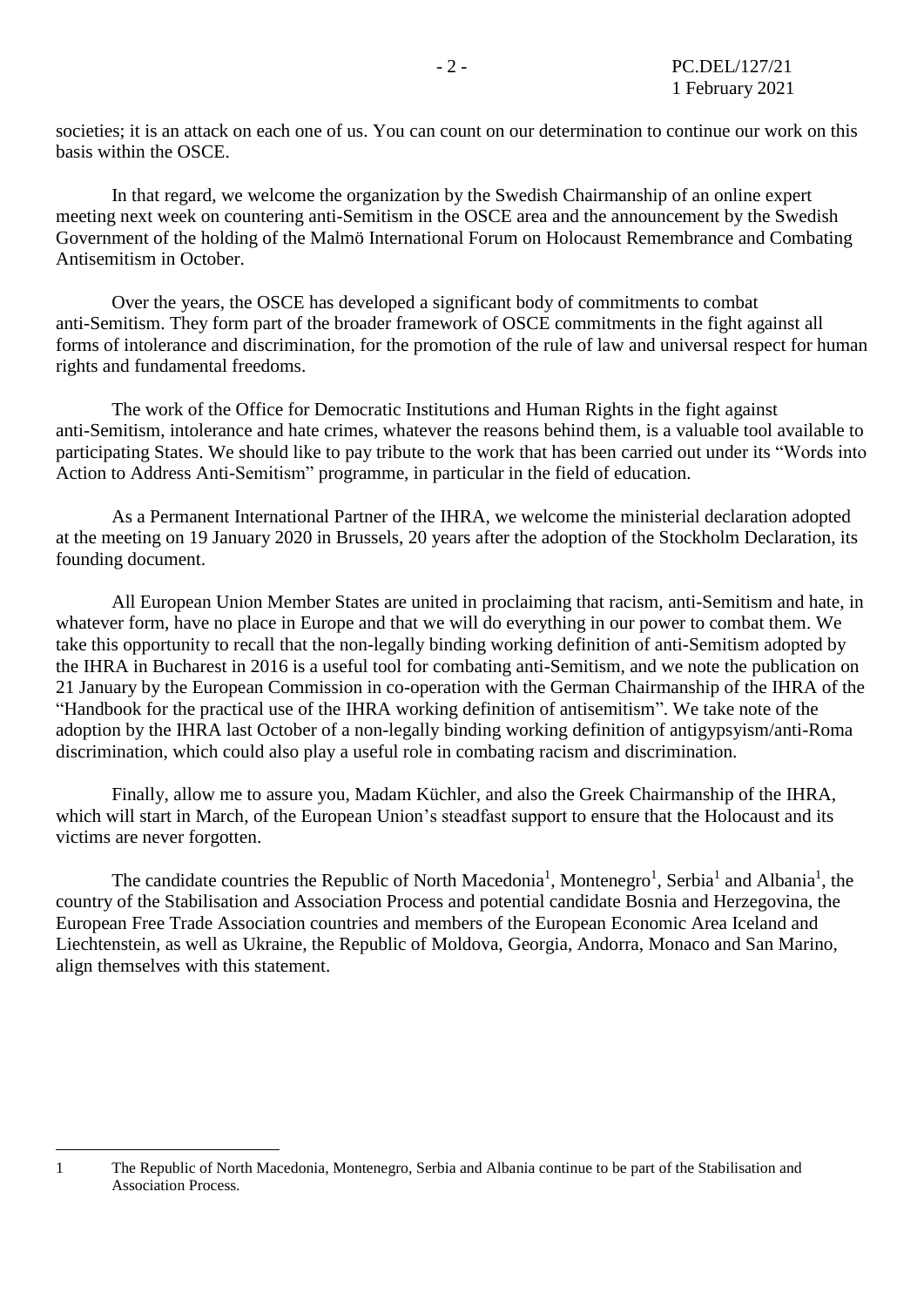societies; it is an attack on each one of us. You can count on our determination to continue our work on this basis within the OSCE.

In that regard, we welcome the organization by the Swedish Chairmanship of an online expert meeting next week on countering anti-Semitism in the OSCE area and the announcement by the Swedish Government of the holding of the Malmö International Forum on Holocaust Remembrance and Combating Antisemitism in October.

Over the years, the OSCE has developed a significant body of commitments to combat anti-Semitism. They form part of the broader framework of OSCE commitments in the fight against all forms of intolerance and discrimination, for the promotion of the rule of law and universal respect for human rights and fundamental freedoms.

The work of the Office for Democratic Institutions and Human Rights in the fight against anti-Semitism, intolerance and hate crimes, whatever the reasons behind them, is a valuable tool available to participating States. We should like to pay tribute to the work that has been carried out under its "Words into Action to Address Anti-Semitism" programme, in particular in the field of education.

As a Permanent International Partner of the IHRA, we welcome the ministerial declaration adopted at the meeting on 19 January 2020 in Brussels, 20 years after the adoption of the Stockholm Declaration, its founding document.

All European Union Member States are united in proclaiming that racism, anti-Semitism and hate, in whatever form, have no place in Europe and that we will do everything in our power to combat them. We take this opportunity to recall that the non-legally binding working definition of anti-Semitism adopted by the IHRA in Bucharest in 2016 is a useful tool for combating anti-Semitism, and we note the publication on 21 January by the European Commission in co-operation with the German Chairmanship of the IHRA of the "Handbook for the practical use of the IHRA working definition of antisemitism". We take note of the adoption by the IHRA last October of a non-legally binding working definition of antigypsyism/anti-Roma discrimination, which could also play a useful role in combating racism and discrimination.

Finally, allow me to assure you, Madam Küchler, and also the Greek Chairmanship of the IHRA, which will start in March, of the European Union's steadfast support to ensure that the Holocaust and its victims are never forgotten.

The candidate countries the Republic of North Macedonia[1], Montenegro[1], Serbia[1] and Albania[1], the country of the Stabilisation and Association Process and potential candidate Bosnia and Herzegovina, the European Free Trade Association countries and members of the European Economic Area Iceland and Liechtenstein, as well as Ukraine, the Republic of Moldova, Georgia, Andorra, Monaco and San Marino, align themselves with this statement.

---

1 The Republic of North Macedonia, Montenegro, Serbia and Albania continue to be part of the Stabilisation and Association Process.